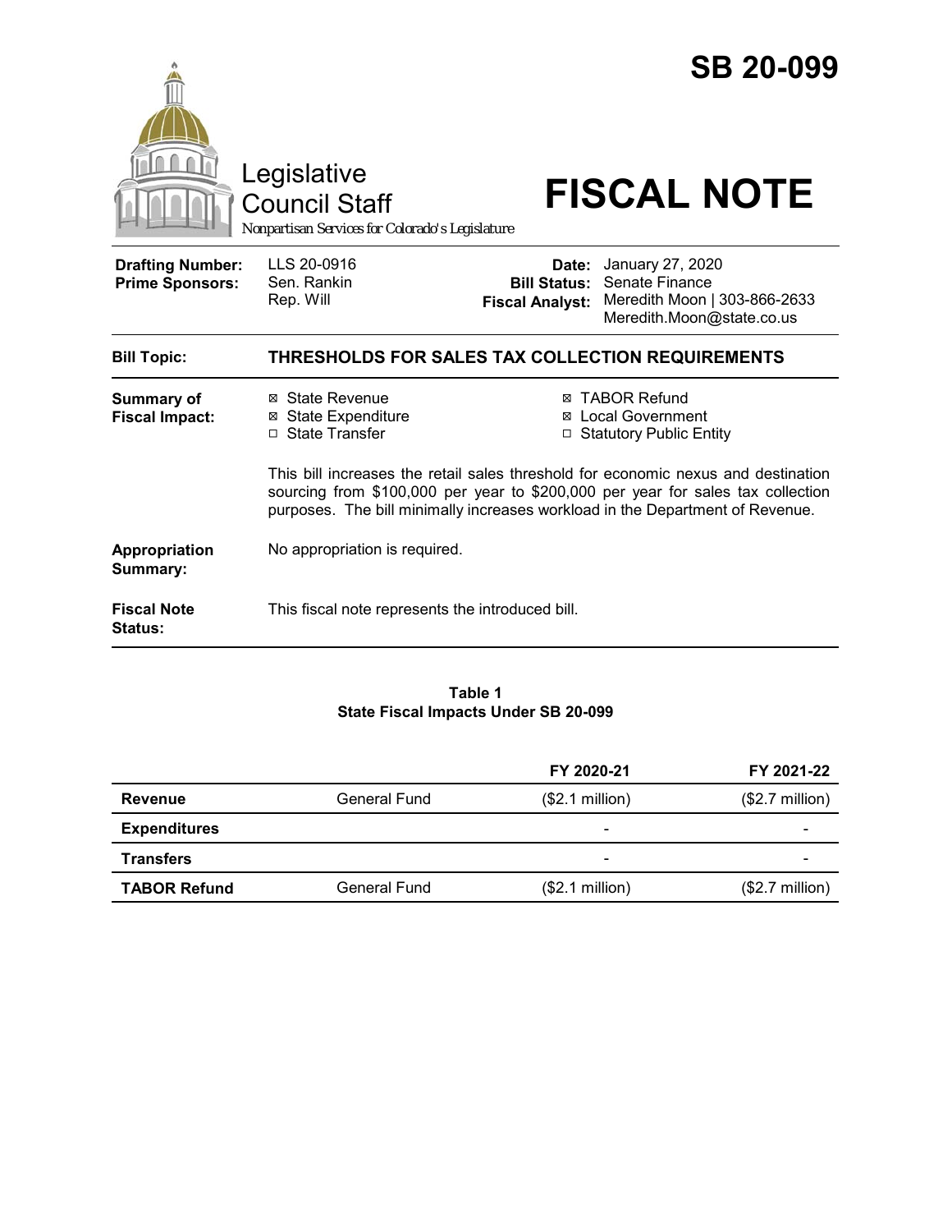# SB 20-099

Legislative Council Staff

*Nonpartisan Services for Colorado's Legislature*

# FISCAL NOTE

| | | | |
|---|---|---|---|
| **Drafting Number:** | LLS 20-0916 | **Date:** | January 27, 2020 |
| **Prime Sponsors:** | Sen. Rankin<br>Rep. Will | **Bill Status:** | Senate Finance |
| | | **Fiscal Analyst:** | Meredith Moon \| 303-866-2633<br>Meredith.Moon@state.co.us |

| | |
|---|---|
| **Bill Topic:** | **THRESHOLDS FOR SALES TAX COLLECTION REQUIREMENTS** |
| **Summary of Fiscal Impact:** | ☒ State Revenue<br>☒ State Expenditure<br>☐ State Transfer<br>☒ TABOR Refund<br>☒ Local Government<br>☐ Statutory Public Entity<br><br>This bill increases the retail sales threshold for economic nexus and destination sourcing from $100,000 per year to $200,000 per year for sales tax collection purposes. The bill minimally increases workload in the Department of Revenue. |
| **Appropriation Summary:** | No appropriation is required. |
| **Fiscal Note Status:** | This fiscal note represents the introduced bill. |

**Table 1**
**State Fiscal Impacts Under SB 20-099**

| | | FY 2020-21 | FY 2021-22 |
|---|---|---|---|
| **Revenue** | General Fund | ($2.1 million) | ($2.7 million) |
| **Expenditures** | | - | - |
| **Transfers** | | - | - |
| **TABOR Refund** | General Fund | ($2.1 million) | ($2.7 million) |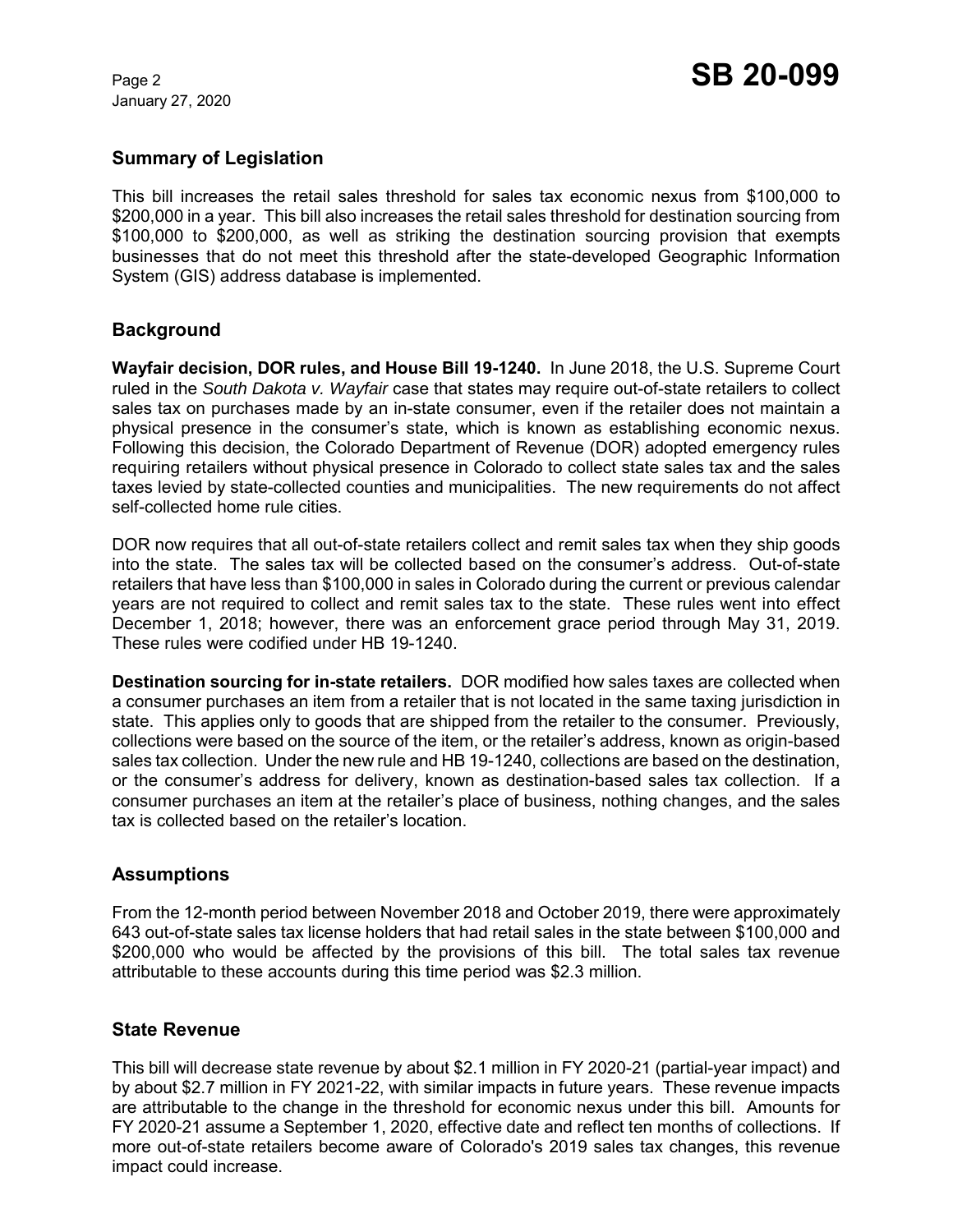## Summary of Legislation

This bill increases the retail sales threshold for sales tax economic nexus from $100,000 to $200,000 in a year. This bill also increases the retail sales threshold for destination sourcing from $100,000 to $200,000, as well as striking the destination sourcing provision that exempts businesses that do not meet this threshold after the state-developed Geographic Information System (GIS) address database is implemented.

## Background

**Wayfair decision, DOR rules, and House Bill 19-1240.** In June 2018, the U.S. Supreme Court ruled in the *South Dakota v. Wayfair* case that states may require out-of-state retailers to collect sales tax on purchases made by an in-state consumer, even if the retailer does not maintain a physical presence in the consumer's state, which is known as establishing economic nexus. Following this decision, the Colorado Department of Revenue (DOR) adopted emergency rules requiring retailers without physical presence in Colorado to collect state sales tax and the sales taxes levied by state-collected counties and municipalities. The new requirements do not affect self-collected home rule cities.

DOR now requires that all out-of-state retailers collect and remit sales tax when they ship goods into the state. The sales tax will be collected based on the consumer's address. Out-of-state retailers that have less than $100,000 in sales in Colorado during the current or previous calendar years are not required to collect and remit sales tax to the state. These rules went into effect December 1, 2018; however, there was an enforcement grace period through May 31, 2019. These rules were codified under HB 19-1240.

**Destination sourcing for in-state retailers.** DOR modified how sales taxes are collected when a consumer purchases an item from a retailer that is not located in the same taxing jurisdiction in state. This applies only to goods that are shipped from the retailer to the consumer. Previously, collections were based on the source of the item, or the retailer's address, known as origin-based sales tax collection. Under the new rule and HB 19-1240, collections are based on the destination, or the consumer's address for delivery, known as destination-based sales tax collection. If a consumer purchases an item at the retailer's place of business, nothing changes, and the sales tax is collected based on the retailer's location.

## Assumptions

From the 12-month period between November 2018 and October 2019, there were approximately 643 out-of-state sales tax license holders that had retail sales in the state between $100,000 and $200,000 who would be affected by the provisions of this bill. The total sales tax revenue attributable to these accounts during this time period was $2.3 million.

## State Revenue

This bill will decrease state revenue by about $2.1 million in FY 2020-21 (partial-year impact) and by about $2.7 million in FY 2021-22, with similar impacts in future years. These revenue impacts are attributable to the change in the threshold for economic nexus under this bill. Amounts for FY 2020-21 assume a September 1, 2020, effective date and reflect ten months of collections. If more out-of-state retailers become aware of Colorado's 2019 sales tax changes, this revenue impact could increase.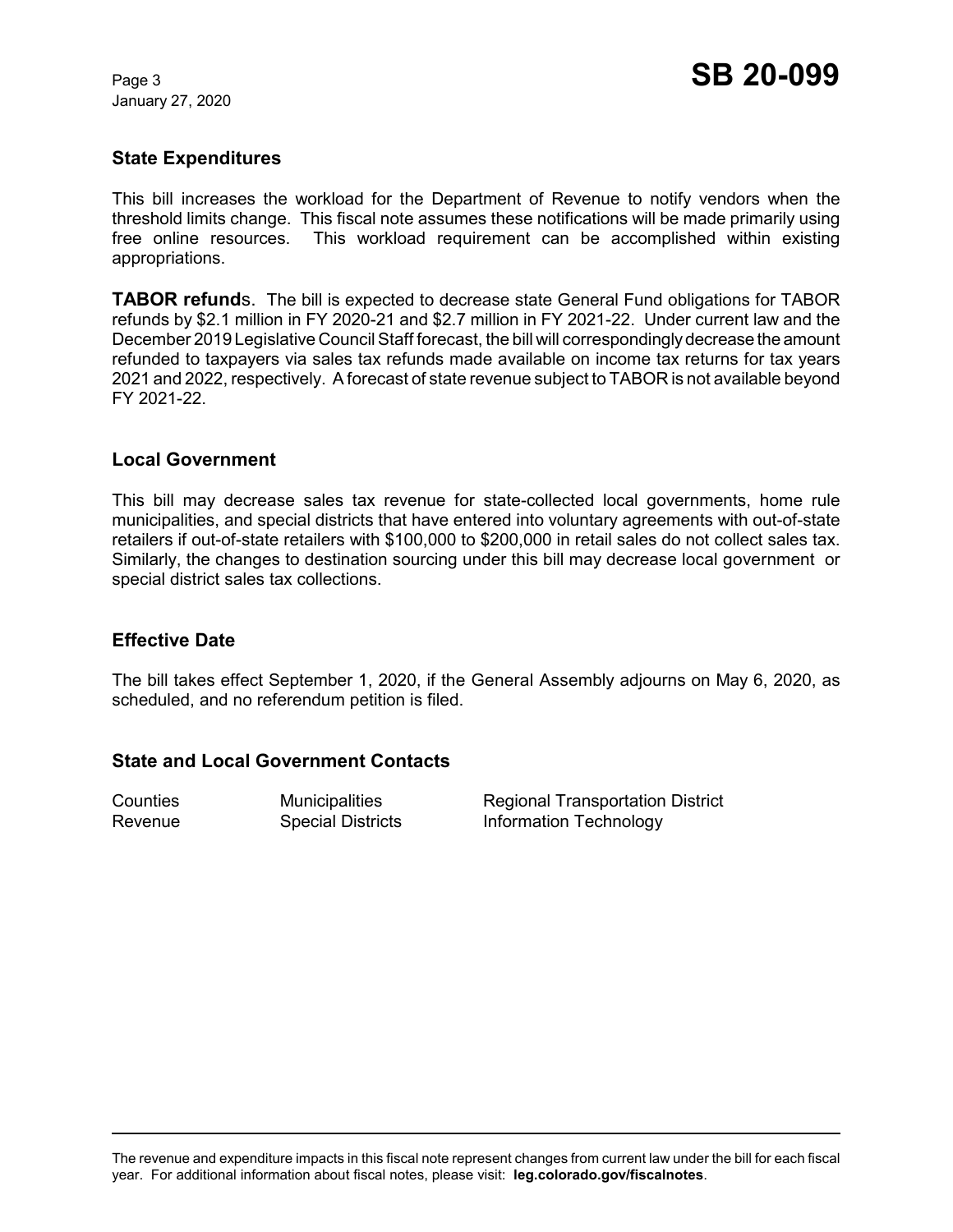## State Expenditures

This bill increases the workload for the Department of Revenue to notify vendors when the threshold limits change. This fiscal note assumes these notifications will be made primarily using free online resources. This workload requirement can be accomplished within existing appropriations.

**TABOR refund**s. The bill is expected to decrease state General Fund obligations for TABOR refunds by $2.1 million in FY 2020-21 and $2.7 million in FY 2021-22. Under current law and the December 2019 Legislative Council Staff forecast, the bill will correspondingly decrease the amount refunded to taxpayers via sales tax refunds made available on income tax returns for tax years 2021 and 2022, respectively. A forecast of state revenue subject to TABOR is not available beyond FY 2021-22.

## Local Government

This bill may decrease sales tax revenue for state-collected local governments, home rule municipalities, and special districts that have entered into voluntary agreements with out-of-state retailers if out-of-state retailers with $100,000 to $200,000 in retail sales do not collect sales tax. Similarly, the changes to destination sourcing under this bill may decrease local government or special district sales tax collections.

## Effective Date

The bill takes effect September 1, 2020, if the General Assembly adjourns on May 6, 2020, as scheduled, and no referendum petition is filed.

## State and Local Government Contacts

| | | |
|---|---|---|
| Counties | Municipalities | Regional Transportation District |
| Revenue | Special Districts | Information Technology |

The revenue and expenditure impacts in this fiscal note represent changes from current law under the bill for each fiscal year. For additional information about fiscal notes, please visit: **leg.colorado.gov/fiscalnotes**.